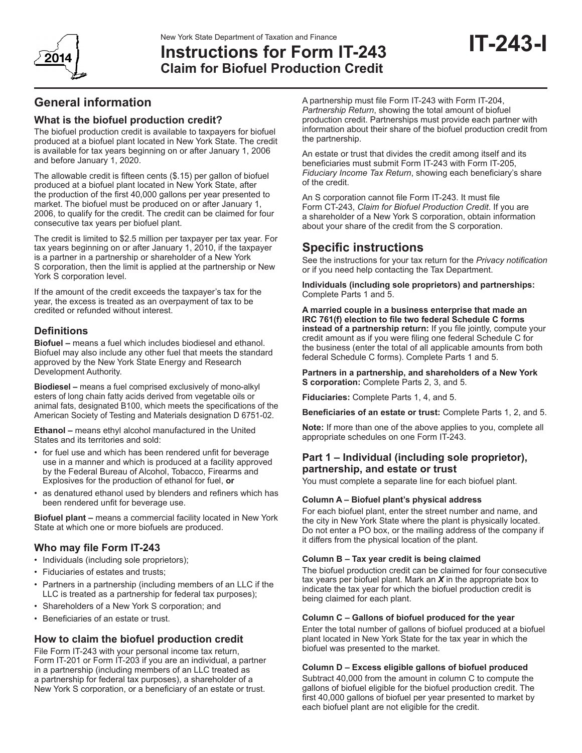New York State Department of Taxation and Finance

# Instructions for Form IT-243 Claim for Biofuel Production Credit

**IT-243-I**

2014

## General information

### What is the biofuel production credit?

The biofuel production credit is available to taxpayers for biofuel produced at a biofuel plant located in New York State. The credit is available for tax years beginning on or after January 1, 2006 and before January 1, 2020.

The allowable credit is fifteen cents ($.15) per gallon of biofuel produced at a biofuel plant located in New York State, after the production of the first 40,000 gallons per year presented to market. The biofuel must be produced on or after January 1, 2006, to qualify for the credit. The credit can be claimed for four consecutive tax years per biofuel plant.

The credit is limited to $2.5 million per taxpayer per tax year. For tax years beginning on or after January 1, 2010, if the taxpayer is a partner in a partnership or shareholder of a New York S corporation, then the limit is applied at the partnership or New York S corporation level.

If the amount of the credit exceeds the taxpayer's tax for the year, the excess is treated as an overpayment of tax to be credited or refunded without interest.

### Definitions

**Biofuel –** means a fuel which includes biodiesel and ethanol. Biofuel may also include any other fuel that meets the standard approved by the New York State Energy and Research Development Authority.

**Biodiesel –** means a fuel comprised exclusively of mono-alkyl esters of long chain fatty acids derived from vegetable oils or animal fats, designated B100, which meets the specifications of the American Society of Testing and Materials designation D 6751-02.

**Ethanol –** means ethyl alcohol manufactured in the United States and its territories and sold:

- for fuel use and which has been rendered unfit for beverage use in a manner and which is produced at a facility approved by the Federal Bureau of Alcohol, Tobacco, Firearms and Explosives for the production of ethanol for fuel, **or**
- as denatured ethanol used by blenders and refiners which has been rendered unfit for beverage use.

**Biofuel plant –** means a commercial facility located in New York State at which one or more biofuels are produced.

### Who may file Form IT-243

- Individuals (including sole proprietors);
- Fiduciaries of estates and trusts;
- Partners in a partnership (including members of an LLC if the LLC is treated as a partnership for federal tax purposes);
- Shareholders of a New York S corporation; and
- Beneficiaries of an estate or trust.

### How to claim the biofuel production credit

File Form IT-243 with your personal income tax return, Form IT-201 or Form IT-203 if you are an individual, a partner in a partnership (including members of an LLC treated as a partnership for federal tax purposes), a shareholder of a New York S corporation, or a beneficiary of an estate or trust.

A partnership must file Form IT-243 with Form IT-204, *Partnership Return*, showing the total amount of biofuel production credit. Partnerships must provide each partner with information about their share of the biofuel production credit from the partnership.

An estate or trust that divides the credit among itself and its beneficiaries must submit Form IT-243 with Form IT-205, *Fiduciary Income Tax Return*, showing each beneficiary's share of the credit.

An S corporation cannot file Form IT-243. It must file Form CT-243, *Claim for Biofuel Production Credit*. If you are a shareholder of a New York S corporation, obtain information about your share of the credit from the S corporation.

## Specific instructions

See the instructions for your tax return for the *Privacy notification* or if you need help contacting the Tax Department.

**Individuals (including sole proprietors) and partnerships:** Complete Parts 1 and 5.

**A married couple in a business enterprise that made an IRC 761(f) election to file two federal Schedule C forms instead of a partnership return:** If you file jointly, compute your credit amount as if you were filing one federal Schedule C for the business (enter the total of all applicable amounts from both federal Schedule C forms). Complete Parts 1 and 5.

**Partners in a partnership, and shareholders of a New York S corporation:** Complete Parts 2, 3, and 5.

**Fiduciaries:** Complete Parts 1, 4, and 5.

**Beneficiaries of an estate or trust:** Complete Parts 1, 2, and 5.

**Note:** If more than one of the above applies to you, complete all appropriate schedules on one Form IT-243.

### Part 1 – Individual (including sole proprietor), partnership, and estate or trust

You must complete a separate line for each biofuel plant.

#### Column A – Biofuel plant's physical address

For each biofuel plant, enter the street number and name, and the city in New York State where the plant is physically located. Do not enter a PO box, or the mailing address of the company if it differs from the physical location of the plant.

#### Column B – Tax year credit is being claimed

The biofuel production credit can be claimed for four consecutive tax years per biofuel plant. Mark an ***X*** in the appropriate box to indicate the tax year for which the biofuel production credit is being claimed for each plant.

#### Column C – Gallons of biofuel produced for the year

Enter the total number of gallons of biofuel produced at a biofuel plant located in New York State for the tax year in which the biofuel was presented to the market.

#### Column D – Excess eligible gallons of biofuel produced

Subtract 40,000 from the amount in column C to compute the gallons of biofuel eligible for the biofuel production credit. The first 40,000 gallons of biofuel per year presented to market by each biofuel plant are not eligible for the credit.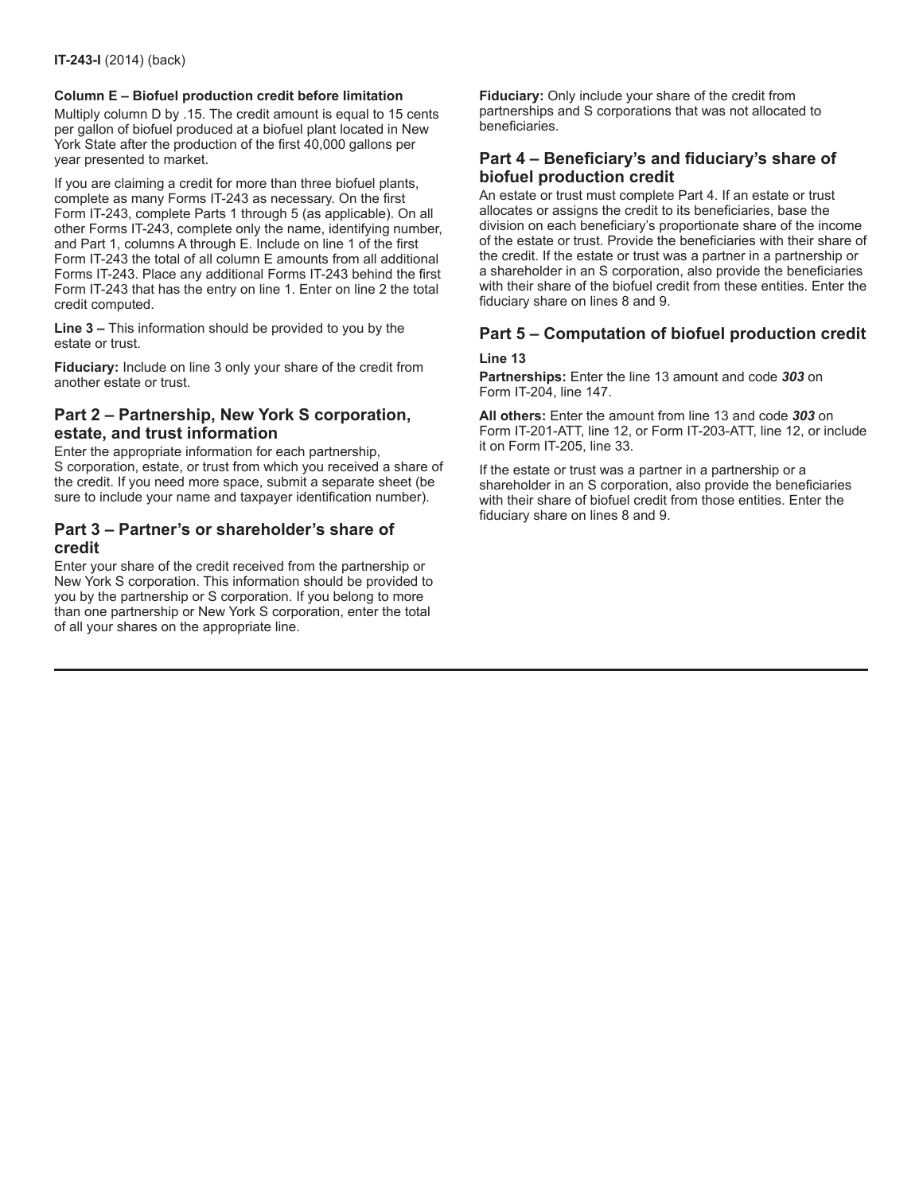**Column E – Biofuel production credit before limitation**

Multiply column D by .15. The credit amount is equal to 15 cents per gallon of biofuel produced at a biofuel plant located in New York State after the production of the first 40,000 gallons per year presented to market.

If you are claiming a credit for more than three biofuel plants, complete as many Forms IT-243 as necessary. On the first Form IT-243, complete Parts 1 through 5 (as applicable). On all other Forms IT-243, complete only the name, identifying number, and Part 1, columns A through E. Include on line 1 of the first Form IT-243 the total of all column E amounts from all additional Forms IT-243. Place any additional Forms IT-243 behind the first Form IT-243 that has the entry on line 1. Enter on line 2 the total credit computed.

**Line 3 –** This information should be provided to you by the estate or trust.

**Fiduciary:** Include on line 3 only your share of the credit from another estate or trust.

## Part 2 – Partnership, New York S corporation, estate, and trust information

Enter the appropriate information for each partnership, S corporation, estate, or trust from which you received a share of the credit. If you need more space, submit a separate sheet (be sure to include your name and taxpayer identification number).

## Part 3 – Partner's or shareholder's share of credit

Enter your share of the credit received from the partnership or New York S corporation. This information should be provided to you by the partnership or S corporation. If you belong to more than one partnership or New York S corporation, enter the total of all your shares on the appropriate line.

**Fiduciary:** Only include your share of the credit from partnerships and S corporations that was not allocated to beneficiaries.

## Part 4 – Beneficiary's and fiduciary's share of biofuel production credit

An estate or trust must complete Part 4. If an estate or trust allocates or assigns the credit to its beneficiaries, base the division on each beneficiary's proportionate share of the income of the estate or trust. Provide the beneficiaries with their share of the credit. If the estate or trust was a partner in a partnership or a shareholder in an S corporation, also provide the beneficiaries with their share of the biofuel credit from these entities. Enter the fiduciary share on lines 8 and 9.

## Part 5 – Computation of biofuel production credit

**Line 13**

**Partnerships:** Enter the line 13 amount and code ***303*** on Form IT-204, line 147.

**All others:** Enter the amount from line 13 and code ***303*** on Form IT-201-ATT, line 12, or Form IT-203-ATT, line 12, or include it on Form IT-205, line 33.

If the estate or trust was a partner in a partnership or a shareholder in an S corporation, also provide the beneficiaries with their share of biofuel credit from those entities. Enter the fiduciary share on lines 8 and 9.